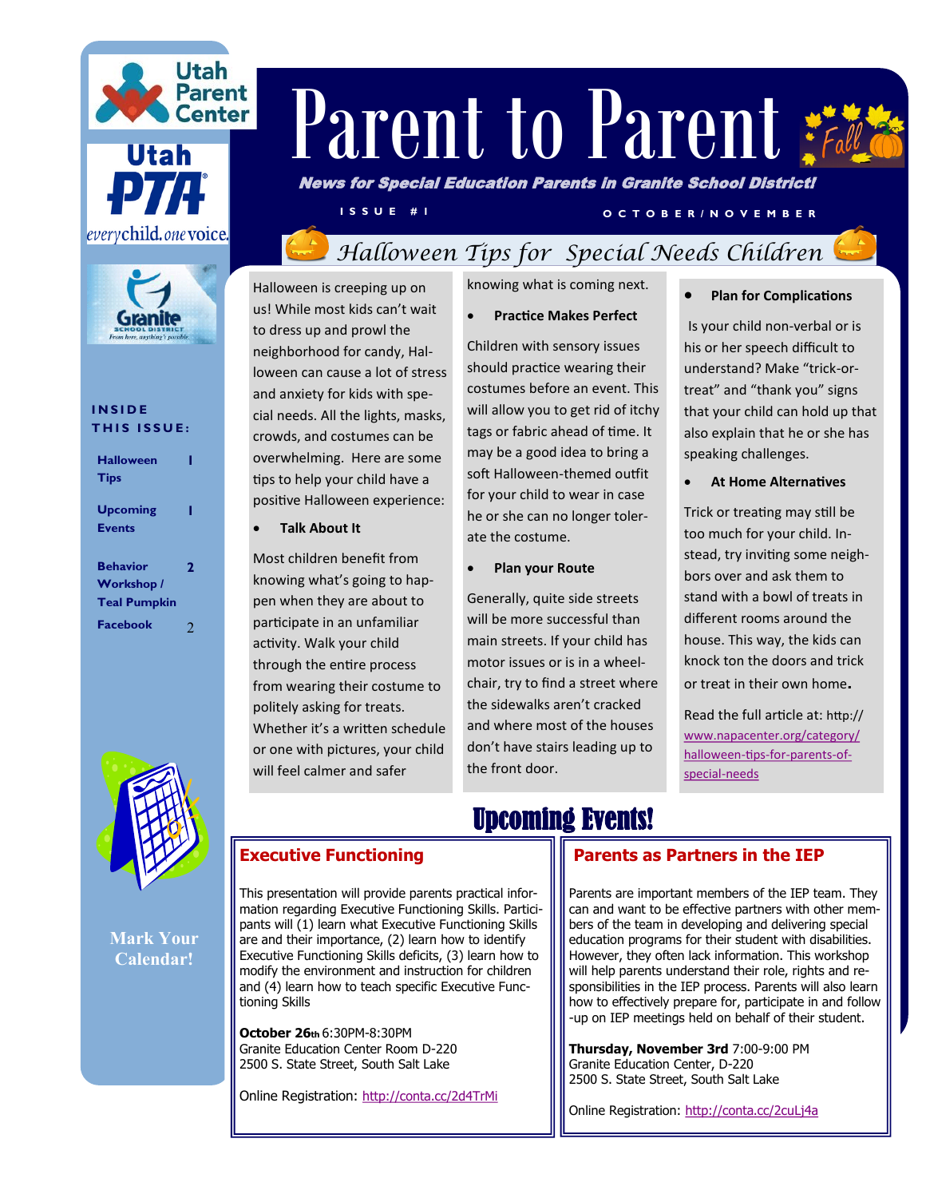# Parent to Parent

***News for Special Education Parents in Granite School District!***

ISSUE #1 OCTOBER/NOVEMBER

**INSIDE THIS ISSUE:**

| | |
|---|---|
| Halloween Tips | 1 |
| Upcoming Events | 1 |
| Behavior Workshop / Teal Pumpkin | 2 |
| Facebook | 2 |

Mark Your Calendar!

## Halloween Tips for Special Needs Children

Halloween is creeping up on us! While most kids can't wait to dress up and prowl the neighborhood for candy, Halloween can cause a lot of stress and anxiety for kids with special needs. All the lights, masks, crowds, and costumes can be overwhelming. Here are some tips to help your child have a positive Halloween experience:

- **Talk About It**

Most children benefit from knowing what's going to happen when they are about to participate in an unfamiliar activity. Walk your child through the entire process from wearing their costume to politely asking for treats. Whether it's a written schedule or one with pictures, your child will feel calmer and safer knowing what is coming next.

- **Practice Makes Perfect**

Children with sensory issues should practice wearing their costumes before an event. This will allow you to get rid of itchy tags or fabric ahead of time. It may be a good idea to bring a soft Halloween-themed outfit for your child to wear in case he or she can no longer tolerate the costume.

- **Plan your Route**

Generally, quite side streets will be more successful than main streets. If your child has motor issues or is in a wheelchair, try to find a street where the sidewalks aren't cracked and where most of the houses don't have stairs leading up to the front door.

- **Plan for Complications**

Is your child non-verbal or is his or her speech difficult to understand? Make "trick-or-treat" and "thank you" signs that your child can hold up that also explain that he or she has speaking challenges.

- **At Home Alternatives**

Trick or treating may still be too much for your child. Instead, try inviting some neighbors over and ask them to stand with a bowl of treats in different rooms around the house. This way, the kids can knock ton the doors and trick or treat in their own home.

Read the full article at: http://www.napacenter.org/category/halloween-tips-for-parents-of-special-needs

## Upcoming Events!

### Executive Functioning

This presentation will provide parents practical information regarding Executive Functioning Skills. Participants will (1) learn what Executive Functioning Skills are and their importance, (2) learn how to identify Executive Functioning Skills deficits, (3) learn how to modify the environment and instruction for children and (4) learn how to teach specific Executive Functioning Skills

**October 26th** 6:30PM-8:30PM
Granite Education Center Room D-220
2500 S. State Street, South Salt Lake

Online Registration: http://conta.cc/2d4TrMi

### Parents as Partners in the IEP

Parents are important members of the IEP team. They can and want to be effective partners with other members of the team in developing and delivering special education programs for their student with disabilities. However, they often lack information. This workshop will help parents understand their role, rights and responsibilities in the IEP process. Parents will also learn how to effectively prepare for, participate in and follow-up on IEP meetings held on behalf of their student.

**Thursday, November 3rd** 7:00-9:00 PM
Granite Education Center, D-220
2500 S. State Street, South Salt Lake

Online Registration: http://conta.cc/2cuLj4a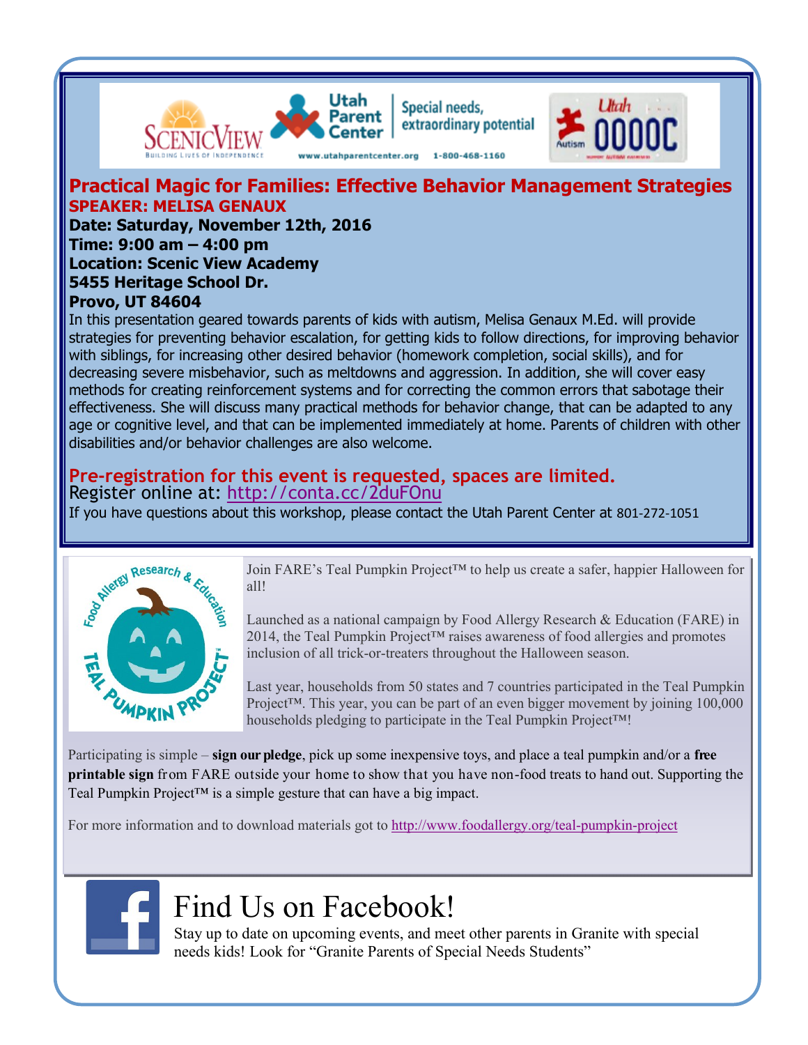Utah Parent Center — Special needs, extraordinary potential

www.utahparentcenter.org 1-800-468-1160

## Practical Magic for Families: Effective Behavior Management Strategies

**SPEAKER: MELISA GENAUX**

**Date: Saturday, November 12th, 2016**

**Time: 9:00 am – 4:00 pm**

**Location: Scenic View Academy**

**5455 Heritage School Dr.**

**Provo, UT 84604**

In this presentation geared towards parents of kids with autism, Melisa Genaux M.Ed. will provide strategies for preventing behavior escalation, for getting kids to follow directions, for improving behavior with siblings, for increasing other desired behavior (homework completion, social skills), and for decreasing severe misbehavior, such as meltdowns and aggression. In addition, she will cover easy methods for creating reinforcement systems and for correcting the common errors that sabotage their effectiveness. She will discuss many practical methods for behavior change, that can be adapted to any age or cognitive level, and that can be implemented immediately at home. Parents of children with other disabilities and/or behavior challenges are also welcome.

**Pre-registration for this event is requested, spaces are limited.**

Register online at: http://conta.cc/2duFOnu

If you have questions about this workshop, please contact the Utah Parent Center at 801-272-1051

Join FARE's Teal Pumpkin Project™ to help us create a safer, happier Halloween for all!

Launched as a national campaign by Food Allergy Research & Education (FARE) in 2014, the Teal Pumpkin Project™ raises awareness of food allergies and promotes inclusion of all trick-or-treaters throughout the Halloween season.

Last year, households from 50 states and 7 countries participated in the Teal Pumpkin Project™. This year, you can be part of an even bigger movement by joining 100,000 households pledging to participate in the Teal Pumpkin Project™!

Participating is simple – **sign our pledge**, pick up some inexpensive toys, and place a teal pumpkin and/or a **free printable sign** from FARE outside your home to show that you have non-food treats to hand out. Supporting the Teal Pumpkin Project™ is a simple gesture that can have a big impact.

For more information and to download materials got to http://www.foodallergy.org/teal-pumpkin-project

# Find Us on Facebook!

Stay up to date on upcoming events, and meet other parents in Granite with special needs kids! Look for "Granite Parents of Special Needs Students"